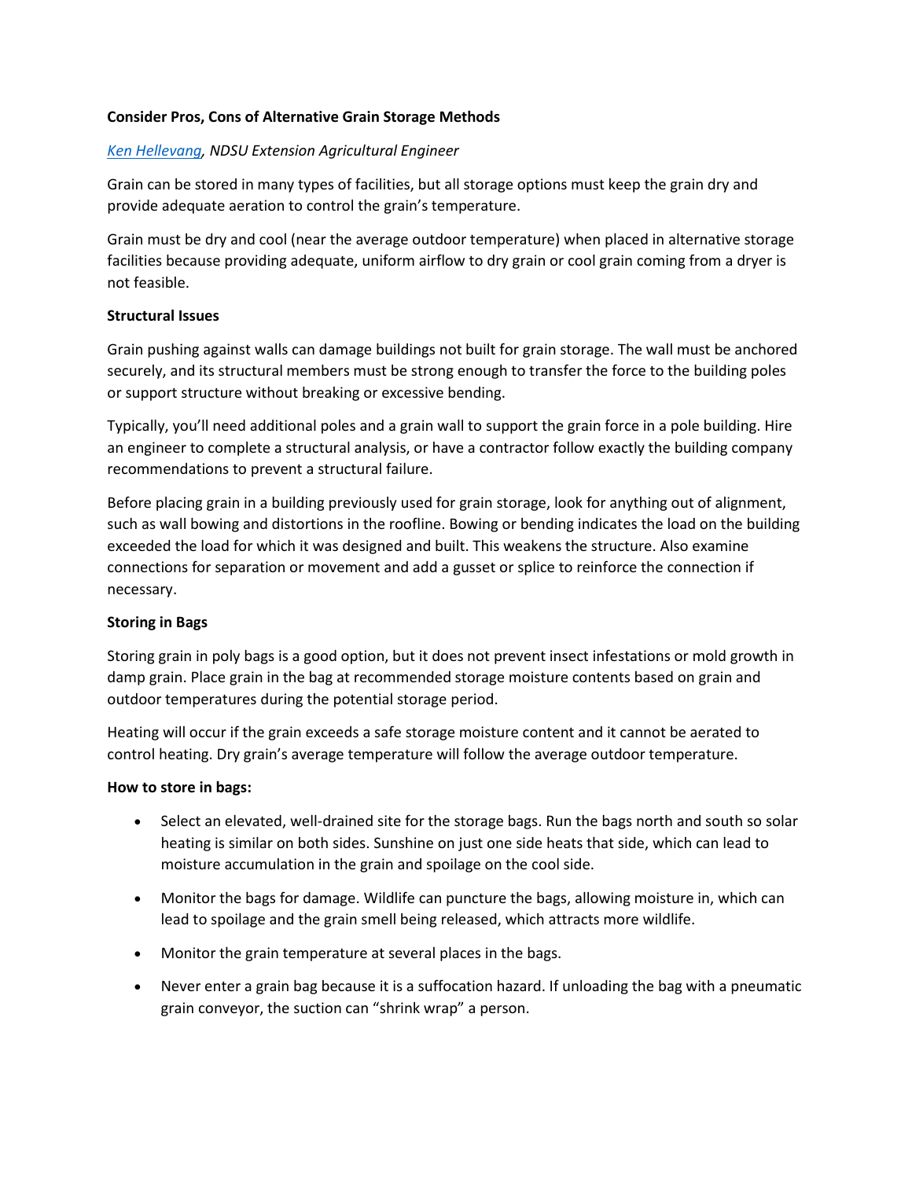# Consider Pros, Cons of Alternative Grain Storage Methods

*[Ken Hellevang](), NDSU Extension Agricultural Engineer*

Grain can be stored in many types of facilities, but all storage options must keep the grain dry and provide adequate aeration to control the grain's temperature.

Grain must be dry and cool (near the average outdoor temperature) when placed in alternative storage facilities because providing adequate, uniform airflow to dry grain or cool grain coming from a dryer is not feasible.

## Structural Issues

Grain pushing against walls can damage buildings not built for grain storage. The wall must be anchored securely, and its structural members must be strong enough to transfer the force to the building poles or support structure without breaking or excessive bending.

Typically, you'll need additional poles and a grain wall to support the grain force in a pole building. Hire an engineer to complete a structural analysis, or have a contractor follow exactly the building company recommendations to prevent a structural failure.

Before placing grain in a building previously used for grain storage, look for anything out of alignment, such as wall bowing and distortions in the roofline. Bowing or bending indicates the load on the building exceeded the load for which it was designed and built. This weakens the structure. Also examine connections for separation or movement and add a gusset or splice to reinforce the connection if necessary.

## Storing in Bags

Storing grain in poly bags is a good option, but it does not prevent insect infestations or mold growth in damp grain. Place grain in the bag at recommended storage moisture contents based on grain and outdoor temperatures during the potential storage period.

Heating will occur if the grain exceeds a safe storage moisture content and it cannot be aerated to control heating. Dry grain's average temperature will follow the average outdoor temperature.

**How to store in bags:**

- Select an elevated, well-drained site for the storage bags. Run the bags north and south so solar heating is similar on both sides. Sunshine on just one side heats that side, which can lead to moisture accumulation in the grain and spoilage on the cool side.
- Monitor the bags for damage. Wildlife can puncture the bags, allowing moisture in, which can lead to spoilage and the grain smell being released, which attracts more wildlife.
- Monitor the grain temperature at several places in the bags.
- Never enter a grain bag because it is a suffocation hazard. If unloading the bag with a pneumatic grain conveyor, the suction can "shrink wrap" a person.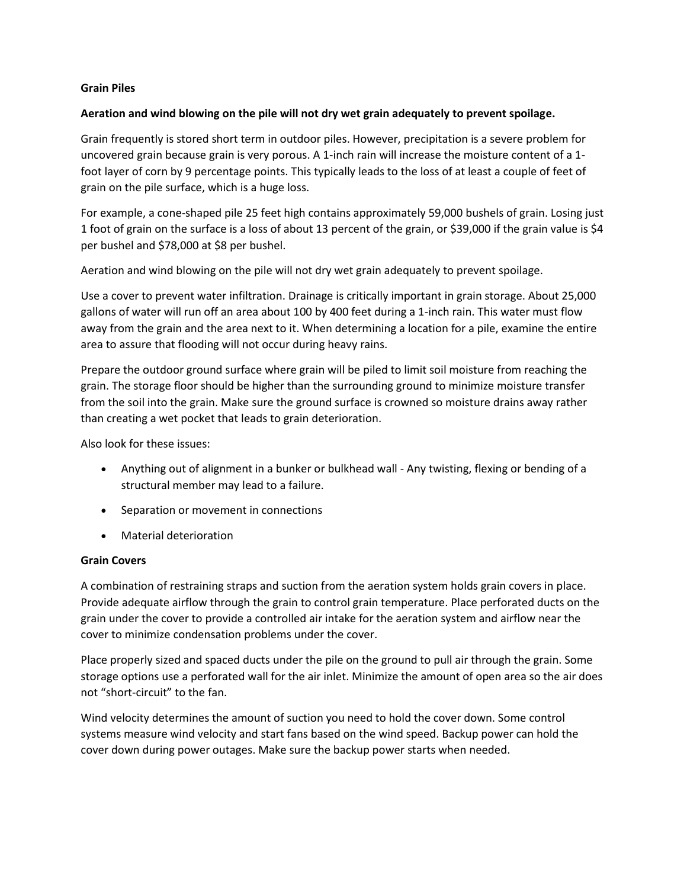**Grain Piles**

**Aeration and wind blowing on the pile will not dry wet grain adequately to prevent spoilage.**

Grain frequently is stored short term in outdoor piles. However, precipitation is a severe problem for uncovered grain because grain is very porous. A 1-inch rain will increase the moisture content of a 1-foot layer of corn by 9 percentage points. This typically leads to the loss of at least a couple of feet of grain on the pile surface, which is a huge loss.

For example, a cone-shaped pile 25 feet high contains approximately 59,000 bushels of grain. Losing just 1 foot of grain on the surface is a loss of about 13 percent of the grain, or $39,000 if the grain value is $4 per bushel and $78,000 at $8 per bushel.

Aeration and wind blowing on the pile will not dry wet grain adequately to prevent spoilage.

Use a cover to prevent water infiltration. Drainage is critically important in grain storage. About 25,000 gallons of water will run off an area about 100 by 400 feet during a 1-inch rain. This water must flow away from the grain and the area next to it. When determining a location for a pile, examine the entire area to assure that flooding will not occur during heavy rains.

Prepare the outdoor ground surface where grain will be piled to limit soil moisture from reaching the grain. The storage floor should be higher than the surrounding ground to minimize moisture transfer from the soil into the grain. Make sure the ground surface is crowned so moisture drains away rather than creating a wet pocket that leads to grain deterioration.

Also look for these issues:

- Anything out of alignment in a bunker or bulkhead wall - Any twisting, flexing or bending of a structural member may lead to a failure.
- Separation or movement in connections
- Material deterioration

**Grain Covers**

A combination of restraining straps and suction from the aeration system holds grain covers in place. Provide adequate airflow through the grain to control grain temperature. Place perforated ducts on the grain under the cover to provide a controlled air intake for the aeration system and airflow near the cover to minimize condensation problems under the cover.

Place properly sized and spaced ducts under the pile on the ground to pull air through the grain. Some storage options use a perforated wall for the air inlet. Minimize the amount of open area so the air does not "short-circuit" to the fan.

Wind velocity determines the amount of suction you need to hold the cover down. Some control systems measure wind velocity and start fans based on the wind speed. Backup power can hold the cover down during power outages. Make sure the backup power starts when needed.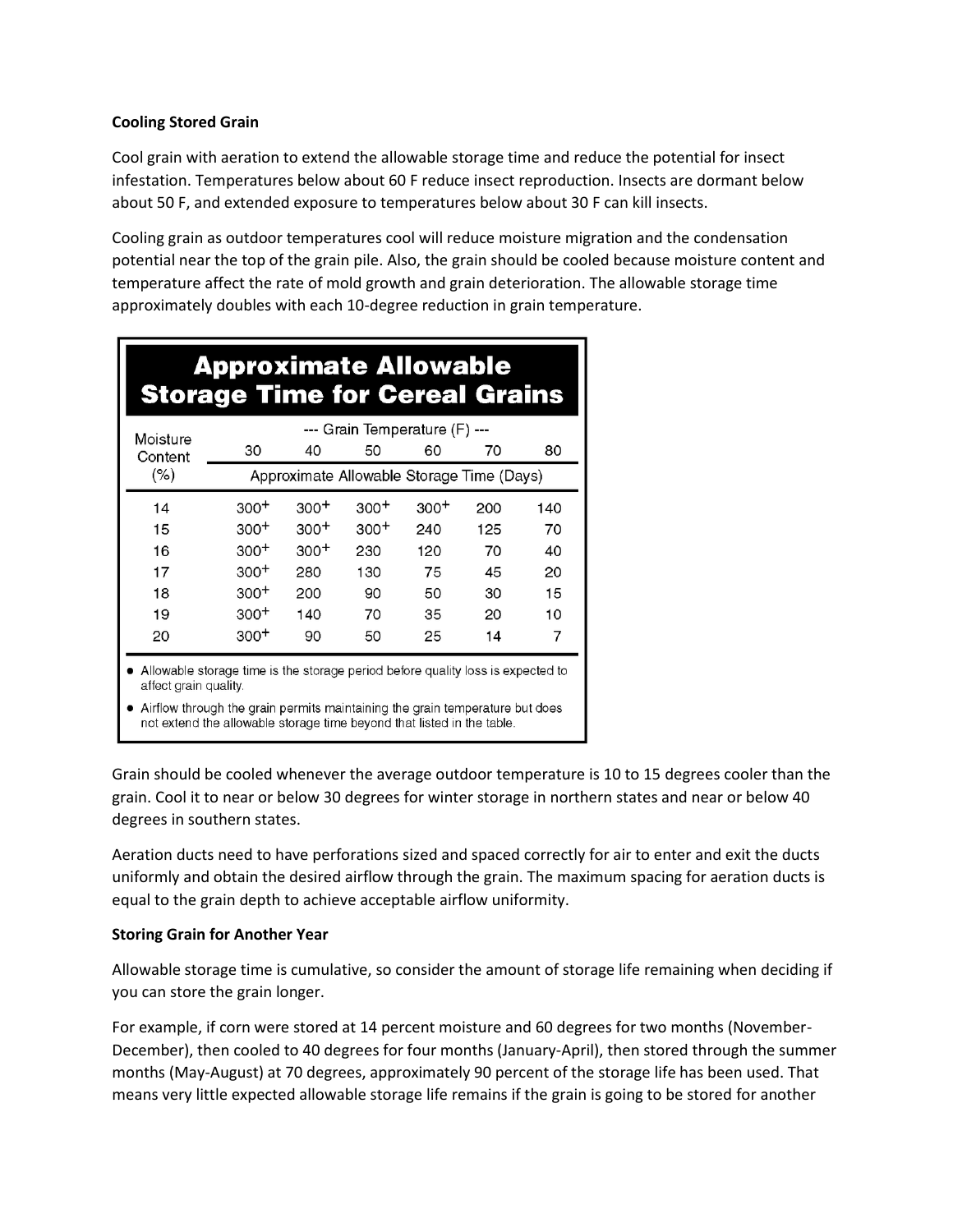**Cooling Stored Grain**

Cool grain with aeration to extend the allowable storage time and reduce the potential for insect infestation. Temperatures below about 60 F reduce insect reproduction. Insects are dormant below about 50 F, and extended exposure to temperatures below about 30 F can kill insects.

Cooling grain as outdoor temperatures cool will reduce moisture migration and the condensation potential near the top of the grain pile. Also, the grain should be cooled because moisture content and temperature affect the rate of mold growth and grain deterioration. The allowable storage time approximately doubles with each 10-degree reduction in grain temperature.

**Approximate Allowable Storage Time for Cereal Grains**

| Moisture Content (%) | --- Grain Temperature (F) --- | | | | | |
|---|---|---|---|---|---|---|
| | 30 | 40 | 50 | 60 | 70 | 80 |
| | Approximate Allowable Storage Time (Days) | | | | | |
| 14 | 300+ | 300+ | 300+ | 300+ | 200 | 140 |
| 15 | 300+ | 300+ | 300+ | 240 | 125 | 70 |
| 16 | 300+ | 300+ | 230 | 120 | 70 | 40 |
| 17 | 300+ | 280 | 130 | 75 | 45 | 20 |
| 18 | 300+ | 200 | 90 | 50 | 30 | 15 |
| 19 | 300+ | 140 | 70 | 35 | 20 | 10 |
| 20 | 300+ | 90 | 50 | 25 | 14 | 7 |

- Allowable storage time is the storage period before quality loss is expected to affect grain quality.
- Airflow through the grain permits maintaining the grain temperature but does not extend the allowable storage time beyond that listed in the table.

Grain should be cooled whenever the average outdoor temperature is 10 to 15 degrees cooler than the grain. Cool it to near or below 30 degrees for winter storage in northern states and near or below 40 degrees in southern states.

Aeration ducts need to have perforations sized and spaced correctly for air to enter and exit the ducts uniformly and obtain the desired airflow through the grain. The maximum spacing for aeration ducts is equal to the grain depth to achieve acceptable airflow uniformity.

**Storing Grain for Another Year**

Allowable storage time is cumulative, so consider the amount of storage life remaining when deciding if you can store the grain longer.

For example, if corn were stored at 14 percent moisture and 60 degrees for two months (November-December), then cooled to 40 degrees for four months (January-April), then stored through the summer months (May-August) at 70 degrees, approximately 90 percent of the storage life has been used. That means very little expected allowable storage life remains if the grain is going to be stored for another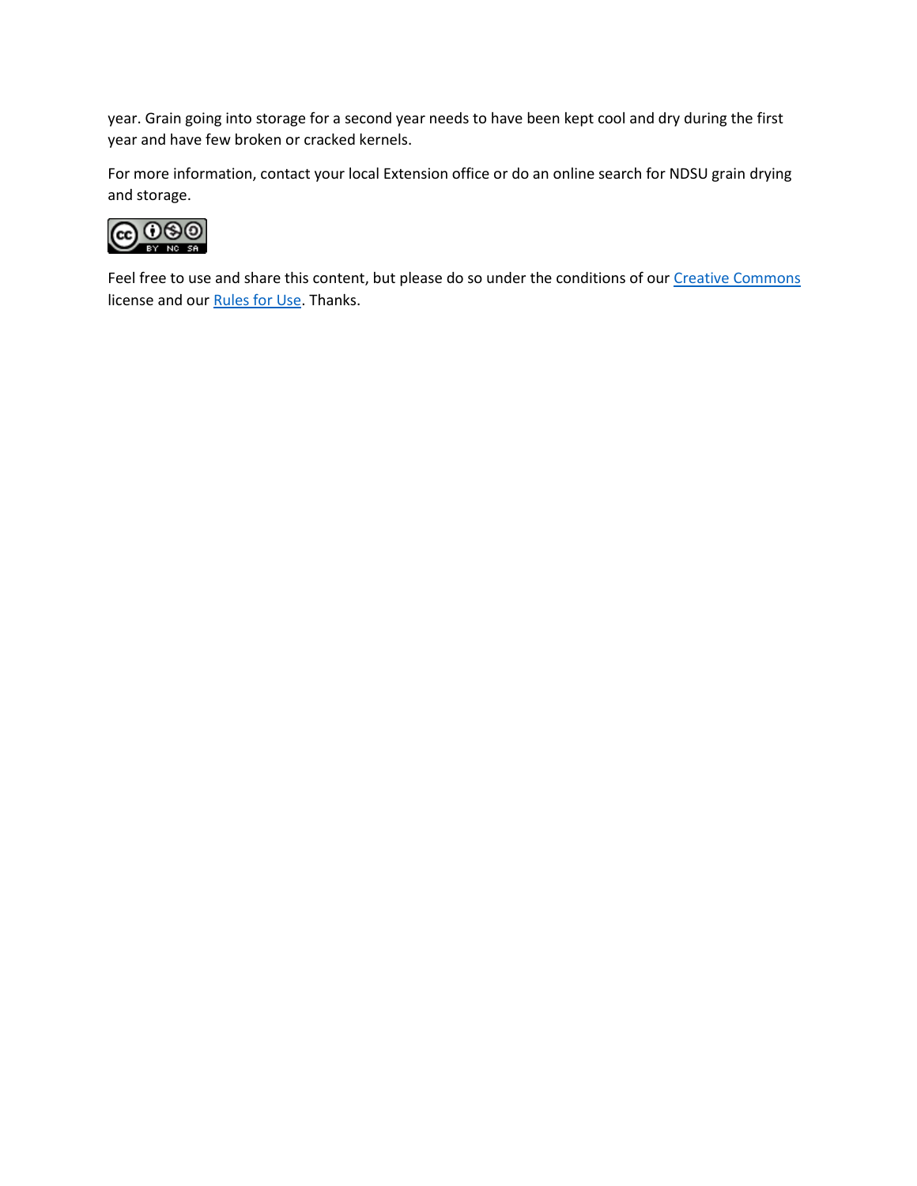year. Grain going into storage for a second year needs to have been kept cool and dry during the first year and have few broken or cracked kernels.

For more information, contact your local Extension office or do an online search for NDSU grain drying and storage.

Feel free to use and share this content, but please do so under the conditions of our Creative Commons license and our Rules for Use. Thanks.